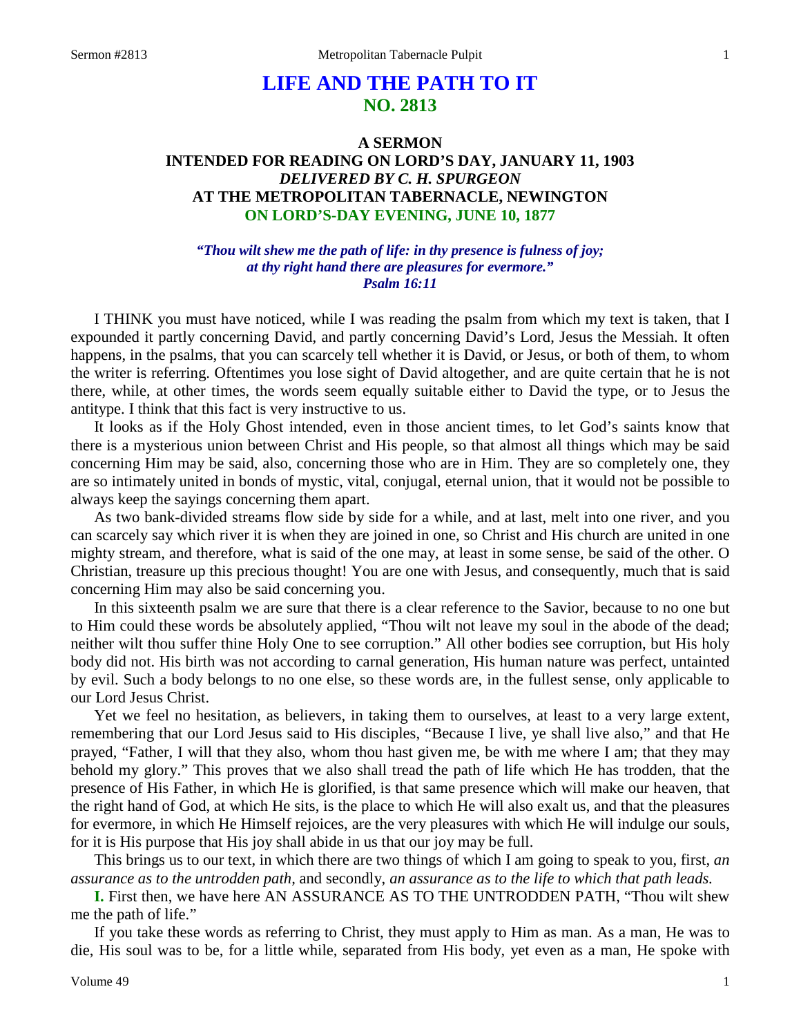# LIFE AND THE PATH TO IT
## NO. 2813

### A SERMON
### INTENDED FOR READING ON LORD'S DAY, JANUARY 11, 1903
### *DELIVERED BY C. H. SPURGEON*
### AT THE METROPOLITAN TABERNACLE, NEWINGTON
### ON LORD'S-DAY EVENING, JUNE 10, 1877

*"Thou wilt shew me the path of life: in thy presence is fulness of joy; at thy right hand there are pleasures for evermore."*
*Psalm 16:11*

I THINK you must have noticed, while I was reading the psalm from which my text is taken, that I expounded it partly concerning David, and partly concerning David's Lord, Jesus the Messiah. It often happens, in the psalms, that you can scarcely tell whether it is David, or Jesus, or both of them, to whom the writer is referring. Oftentimes you lose sight of David altogether, and are quite certain that he is not there, while, at other times, the words seem equally suitable either to David the type, or to Jesus the antitype. I think that this fact is very instructive to us.

It looks as if the Holy Ghost intended, even in those ancient times, to let God's saints know that there is a mysterious union between Christ and His people, so that almost all things which may be said concerning Him may be said, also, concerning those who are in Him. They are so completely one, they are so intimately united in bonds of mystic, vital, conjugal, eternal union, that it would not be possible to always keep the sayings concerning them apart.

As two bank-divided streams flow side by side for a while, and at last, melt into one river, and you can scarcely say which river it is when they are joined in one, so Christ and His church are united in one mighty stream, and therefore, what is said of the one may, at least in some sense, be said of the other. O Christian, treasure up this precious thought! You are one with Jesus, and consequently, much that is said concerning Him may also be said concerning you.

In this sixteenth psalm we are sure that there is a clear reference to the Savior, because to no one but to Him could these words be absolutely applied, "Thou wilt not leave my soul in the abode of the dead; neither wilt thou suffer thine Holy One to see corruption." All other bodies see corruption, but His holy body did not. His birth was not according to carnal generation, His human nature was perfect, untainted by evil. Such a body belongs to no one else, so these words are, in the fullest sense, only applicable to our Lord Jesus Christ.

Yet we feel no hesitation, as believers, in taking them to ourselves, at least to a very large extent, remembering that our Lord Jesus said to His disciples, "Because I live, ye shall live also," and that He prayed, "Father, I will that they also, whom thou hast given me, be with me where I am; that they may behold my glory." This proves that we also shall tread the path of life which He has trodden, that the presence of His Father, in which He is glorified, is that same presence which will make our heaven, that the right hand of God, at which He sits, is the place to which He will also exalt us, and that the pleasures for evermore, in which He Himself rejoices, are the very pleasures with which He will indulge our souls, for it is His purpose that His joy shall abide in us that our joy may be full.

This brings us to our text, in which there are two things of which I am going to speak to you, first, *an assurance as to the untrodden path,* and secondly, *an assurance as to the life to which that path leads.*

**I.** First then, we have here AN ASSURANCE AS TO THE UNTRODDEN PATH, "Thou wilt shew me the path of life."

If you take these words as referring to Christ, they must apply to Him as man. As a man, He was to die, His soul was to be, for a little while, separated from His body, yet even as a man, He spoke with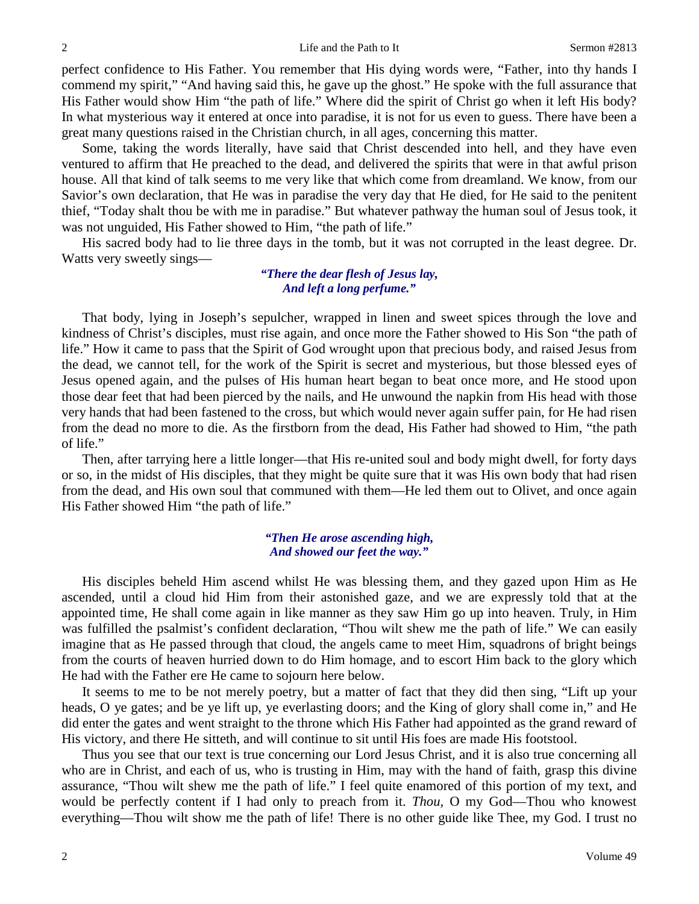perfect confidence to His Father. You remember that His dying words were, "Father, into thy hands I commend my spirit," "And having said this, he gave up the ghost." He spoke with the full assurance that His Father would show Him "the path of life." Where did the spirit of Christ go when it left His body? In what mysterious way it entered at once into paradise, it is not for us even to guess. There have been a great many questions raised in the Christian church, in all ages, concerning this matter.

Some, taking the words literally, have said that Christ descended into hell, and they have even ventured to affirm that He preached to the dead, and delivered the spirits that were in that awful prison house. All that kind of talk seems to me very like that which come from dreamland. We know, from our Savior's own declaration, that He was in paradise the very day that He died, for He said to the penitent thief, "Today shalt thou be with me in paradise." But whatever pathway the human soul of Jesus took, it was not unguided, His Father showed to Him, "the path of life."

His sacred body had to lie three days in the tomb, but it was not corrupted in the least degree. Dr. Watts very sweetly sings—

> ***"There the dear flesh of Jesus lay,***
> ***And left a long perfume."***

That body, lying in Joseph's sepulcher, wrapped in linen and sweet spices through the love and kindness of Christ's disciples, must rise again, and once more the Father showed to His Son "the path of life." How it came to pass that the Spirit of God wrought upon that precious body, and raised Jesus from the dead, we cannot tell, for the work of the Spirit is secret and mysterious, but those blessed eyes of Jesus opened again, and the pulses of His human heart began to beat once more, and He stood upon those dear feet that had been pierced by the nails, and He unwound the napkin from His head with those very hands that had been fastened to the cross, but which would never again suffer pain, for He had risen from the dead no more to die. As the firstborn from the dead, His Father had showed to Him, "the path of life."

Then, after tarrying here a little longer—that His re-united soul and body might dwell, for forty days or so, in the midst of His disciples, that they might be quite sure that it was His own body that had risen from the dead, and His own soul that communed with them—He led them out to Olivet, and once again His Father showed Him "the path of life."

> ***"Then He arose ascending high,***
> ***And showed our feet the way."***

His disciples beheld Him ascend whilst He was blessing them, and they gazed upon Him as He ascended, until a cloud hid Him from their astonished gaze, and we are expressly told that at the appointed time, He shall come again in like manner as they saw Him go up into heaven. Truly, in Him was fulfilled the psalmist's confident declaration, "Thou wilt shew me the path of life." We can easily imagine that as He passed through that cloud, the angels came to meet Him, squadrons of bright beings from the courts of heaven hurried down to do Him homage, and to escort Him back to the glory which He had with the Father ere He came to sojourn here below.

It seems to me to be not merely poetry, but a matter of fact that they did then sing, "Lift up your heads, O ye gates; and be ye lift up, ye everlasting doors; and the King of glory shall come in," and He did enter the gates and went straight to the throne which His Father had appointed as the grand reward of His victory, and there He sitteth, and will continue to sit until His foes are made His footstool.

Thus you see that our text is true concerning our Lord Jesus Christ, and it is also true concerning all who are in Christ, and each of us, who is trusting in Him, may with the hand of faith, grasp this divine assurance, "Thou wilt shew me the path of life." I feel quite enamored of this portion of my text, and would be perfectly content if I had only to preach from it. *Thou,* O my God—Thou who knowest everything—Thou wilt show me the path of life! There is no other guide like Thee, my God. I trust no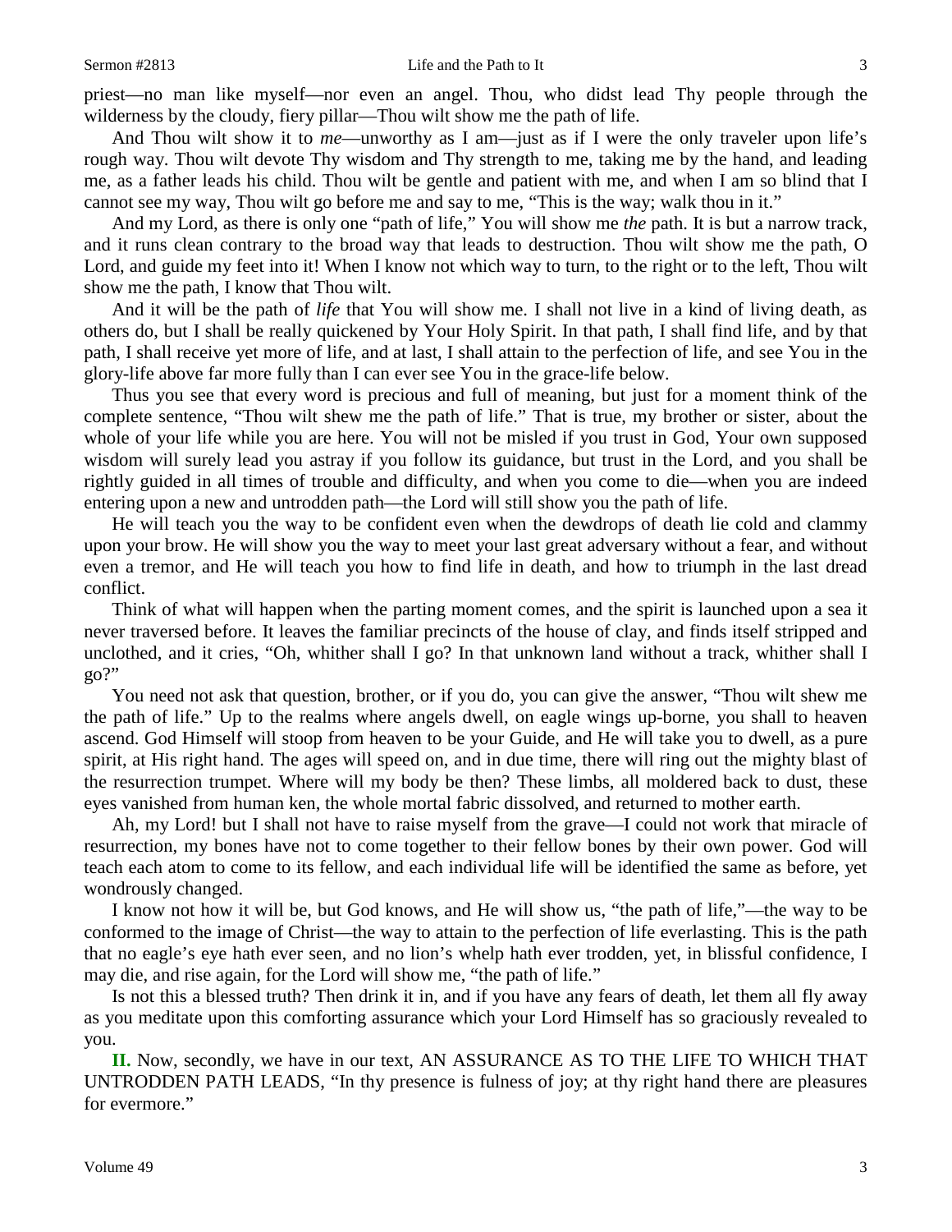priest—no man like myself—nor even an angel. Thou, who didst lead Thy people through the wilderness by the cloudy, fiery pillar—Thou wilt show me the path of life.

And Thou wilt show it to *me*—unworthy as I am—just as if I were the only traveler upon life's rough way. Thou wilt devote Thy wisdom and Thy strength to me, taking me by the hand, and leading me, as a father leads his child. Thou wilt be gentle and patient with me, and when I am so blind that I cannot see my way, Thou wilt go before me and say to me, "This is the way; walk thou in it."

And my Lord, as there is only one "path of life," You will show me *the* path. It is but a narrow track, and it runs clean contrary to the broad way that leads to destruction. Thou wilt show me the path, O Lord, and guide my feet into it! When I know not which way to turn, to the right or to the left, Thou wilt show me the path, I know that Thou wilt.

And it will be the path of *life* that You will show me. I shall not live in a kind of living death, as others do, but I shall be really quickened by Your Holy Spirit. In that path, I shall find life, and by that path, I shall receive yet more of life, and at last, I shall attain to the perfection of life, and see You in the glory-life above far more fully than I can ever see You in the grace-life below.

Thus you see that every word is precious and full of meaning, but just for a moment think of the complete sentence, "Thou wilt shew me the path of life." That is true, my brother or sister, about the whole of your life while you are here. You will not be misled if you trust in God, Your own supposed wisdom will surely lead you astray if you follow its guidance, but trust in the Lord, and you shall be rightly guided in all times of trouble and difficulty, and when you come to die—when you are indeed entering upon a new and untrodden path—the Lord will still show you the path of life.

He will teach you the way to be confident even when the dewdrops of death lie cold and clammy upon your brow. He will show you the way to meet your last great adversary without a fear, and without even a tremor, and He will teach you how to find life in death, and how to triumph in the last dread conflict.

Think of what will happen when the parting moment comes, and the spirit is launched upon a sea it never traversed before. It leaves the familiar precincts of the house of clay, and finds itself stripped and unclothed, and it cries, "Oh, whither shall I go? In that unknown land without a track, whither shall I go?"

You need not ask that question, brother, or if you do, you can give the answer, "Thou wilt shew me the path of life." Up to the realms where angels dwell, on eagle wings up-borne, you shall to heaven ascend. God Himself will stoop from heaven to be your Guide, and He will take you to dwell, as a pure spirit, at His right hand. The ages will speed on, and in due time, there will ring out the mighty blast of the resurrection trumpet. Where will my body be then? These limbs, all moldered back to dust, these eyes vanished from human ken, the whole mortal fabric dissolved, and returned to mother earth.

Ah, my Lord! but I shall not have to raise myself from the grave—I could not work that miracle of resurrection, my bones have not to come together to their fellow bones by their own power. God will teach each atom to come to its fellow, and each individual life will be identified the same as before, yet wondrously changed.

I know not how it will be, but God knows, and He will show us, "the path of life,"—the way to be conformed to the image of Christ—the way to attain to the perfection of life everlasting. This is the path that no eagle's eye hath ever seen, and no lion's whelp hath ever trodden, yet, in blissful confidence, I may die, and rise again, for the Lord will show me, "the path of life."

Is not this a blessed truth? Then drink it in, and if you have any fears of death, let them all fly away as you meditate upon this comforting assurance which your Lord Himself has so graciously revealed to you.

**II.** Now, secondly, we have in our text, AN ASSURANCE AS TO THE LIFE TO WHICH THAT UNTRODDEN PATH LEADS, "In thy presence is fulness of joy; at thy right hand there are pleasures for evermore."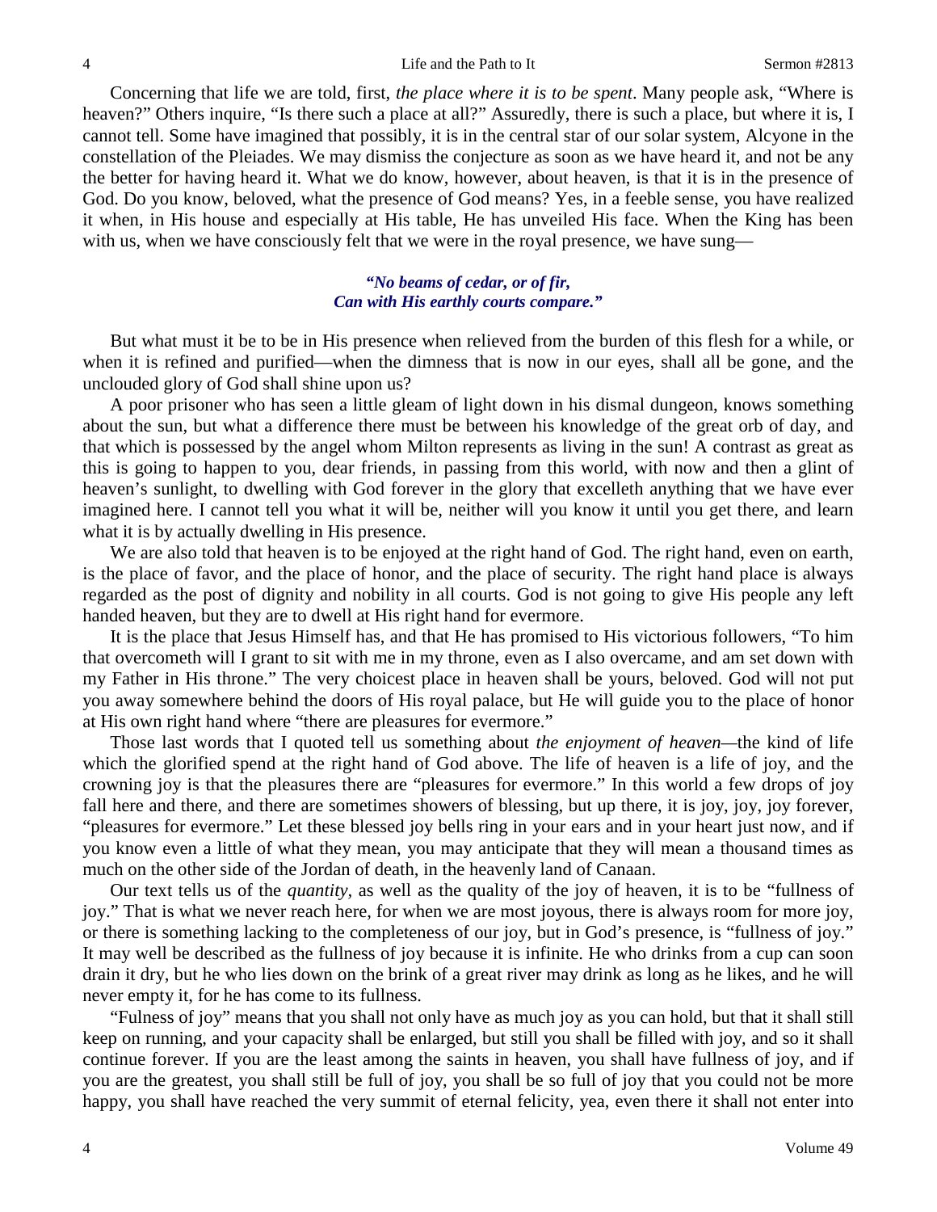Concerning that life we are told, first, *the place where it is to be spent*. Many people ask, "Where is heaven?" Others inquire, "Is there such a place at all?" Assuredly, there is such a place, but where it is, I cannot tell. Some have imagined that possibly, it is in the central star of our solar system, Alcyone in the constellation of the Pleiades. We may dismiss the conjecture as soon as we have heard it, and not be any the better for having heard it. What we do know, however, about heaven, is that it is in the presence of God. Do you know, beloved, what the presence of God means? Yes, in a feeble sense, you have realized it when, in His house and especially at His table, He has unveiled His face. When the King has been with us, when we have consciously felt that we were in the royal presence, we have sung—

> ***"No beams of cedar, or of fir,***
> ***Can with His earthly courts compare."***

But what must it be to be in His presence when relieved from the burden of this flesh for a while, or when it is refined and purified—when the dimness that is now in our eyes, shall all be gone, and the unclouded glory of God shall shine upon us?

A poor prisoner who has seen a little gleam of light down in his dismal dungeon, knows something about the sun, but what a difference there must be between his knowledge of the great orb of day, and that which is possessed by the angel whom Milton represents as living in the sun! A contrast as great as this is going to happen to you, dear friends, in passing from this world, with now and then a glint of heaven's sunlight, to dwelling with God forever in the glory that excelleth anything that we have ever imagined here. I cannot tell you what it will be, neither will you know it until you get there, and learn what it is by actually dwelling in His presence.

We are also told that heaven is to be enjoyed at the right hand of God. The right hand, even on earth, is the place of favor, and the place of honor, and the place of security. The right hand place is always regarded as the post of dignity and nobility in all courts. God is not going to give His people any left handed heaven, but they are to dwell at His right hand for evermore.

It is the place that Jesus Himself has, and that He has promised to His victorious followers, "To him that overcometh will I grant to sit with me in my throne, even as I also overcame, and am set down with my Father in His throne." The very choicest place in heaven shall be yours, beloved. God will not put you away somewhere behind the doors of His royal palace, but He will guide you to the place of honor at His own right hand where "there are pleasures for evermore."

Those last words that I quoted tell us something about *the enjoyment of heaven*—the kind of life which the glorified spend at the right hand of God above. The life of heaven is a life of joy, and the crowning joy is that the pleasures there are "pleasures for evermore." In this world a few drops of joy fall here and there, and there are sometimes showers of blessing, but up there, it is joy, joy, joy forever, "pleasures for evermore." Let these blessed joy bells ring in your ears and in your heart just now, and if you know even a little of what they mean, you may anticipate that they will mean a thousand times as much on the other side of the Jordan of death, in the heavenly land of Canaan.

Our text tells us of the *quantity,* as well as the quality of the joy of heaven, it is to be "fullness of joy." That is what we never reach here, for when we are most joyous, there is always room for more joy, or there is something lacking to the completeness of our joy, but in God's presence, is "fullness of joy." It may well be described as the fullness of joy because it is infinite. He who drinks from a cup can soon drain it dry, but he who lies down on the brink of a great river may drink as long as he likes, and he will never empty it, for he has come to its fullness.

"Fulness of joy" means that you shall not only have as much joy as you can hold, but that it shall still keep on running, and your capacity shall be enlarged, but still you shall be filled with joy, and so it shall continue forever. If you are the least among the saints in heaven, you shall have fullness of joy, and if you are the greatest, you shall still be full of joy, you shall be so full of joy that you could not be more happy, you shall have reached the very summit of eternal felicity, yea, even there it shall not enter into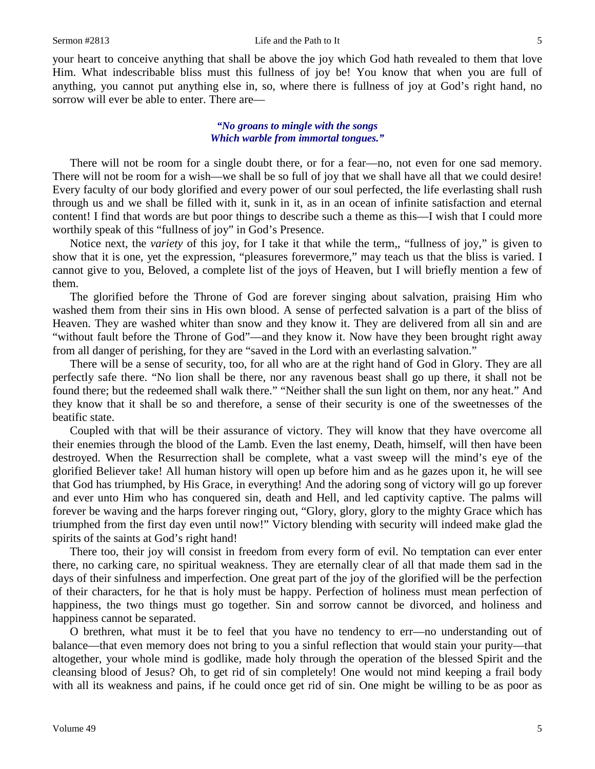your heart to conceive anything that shall be above the joy which God hath revealed to them that love Him. What indescribable bliss must this fullness of joy be! You know that when you are full of anything, you cannot put anything else in, so, where there is fullness of joy at God's right hand, no sorrow will ever be able to enter. There are—

> ***"No groans to mingle with the songs***
> ***Which warble from immortal tongues."***

There will not be room for a single doubt there, or for a fear—no, not even for one sad memory. There will not be room for a wish—we shall be so full of joy that we shall have all that we could desire! Every faculty of our body glorified and every power of our soul perfected, the life everlasting shall rush through us and we shall be filled with it, sunk in it, as in an ocean of infinite satisfaction and eternal content! I find that words are but poor things to describe such a theme as this—I wish that I could more worthily speak of this "fullness of joy" in God's Presence.

Notice next, the *variety* of this joy, for I take it that while the term,, "fullness of joy," is given to show that it is one, yet the expression, "pleasures forevermore," may teach us that the bliss is varied. I cannot give to you, Beloved, a complete list of the joys of Heaven, but I will briefly mention a few of them.

The glorified before the Throne of God are forever singing about salvation, praising Him who washed them from their sins in His own blood. A sense of perfected salvation is a part of the bliss of Heaven. They are washed whiter than snow and they know it. They are delivered from all sin and are "without fault before the Throne of God"—and they know it. Now have they been brought right away from all danger of perishing, for they are "saved in the Lord with an everlasting salvation."

There will be a sense of security, too, for all who are at the right hand of God in Glory. They are all perfectly safe there. "No lion shall be there, nor any ravenous beast shall go up there, it shall not be found there; but the redeemed shall walk there." "Neither shall the sun light on them, nor any heat." And they know that it shall be so and therefore, a sense of their security is one of the sweetnesses of the beatific state.

Coupled with that will be their assurance of victory. They will know that they have overcome all their enemies through the blood of the Lamb. Even the last enemy, Death, himself, will then have been destroyed. When the Resurrection shall be complete, what a vast sweep will the mind's eye of the glorified Believer take! All human history will open up before him and as he gazes upon it, he will see that God has triumphed, by His Grace, in everything! And the adoring song of victory will go up forever and ever unto Him who has conquered sin, death and Hell, and led captivity captive. The palms will forever be waving and the harps forever ringing out, "Glory, glory, glory to the mighty Grace which has triumphed from the first day even until now!" Victory blending with security will indeed make glad the spirits of the saints at God's right hand!

There too, their joy will consist in freedom from every form of evil. No temptation can ever enter there, no carking care, no spiritual weakness. They are eternally clear of all that made them sad in the days of their sinfulness and imperfection. One great part of the joy of the glorified will be the perfection of their characters, for he that is holy must be happy. Perfection of holiness must mean perfection of happiness, the two things must go together. Sin and sorrow cannot be divorced, and holiness and happiness cannot be separated.

O brethren, what must it be to feel that you have no tendency to err—no understanding out of balance—that even memory does not bring to you a sinful reflection that would stain your purity—that altogether, your whole mind is godlike, made holy through the operation of the blessed Spirit and the cleansing blood of Jesus? Oh, to get rid of sin completely! One would not mind keeping a frail body with all its weakness and pains, if he could once get rid of sin. One might be willing to be as poor as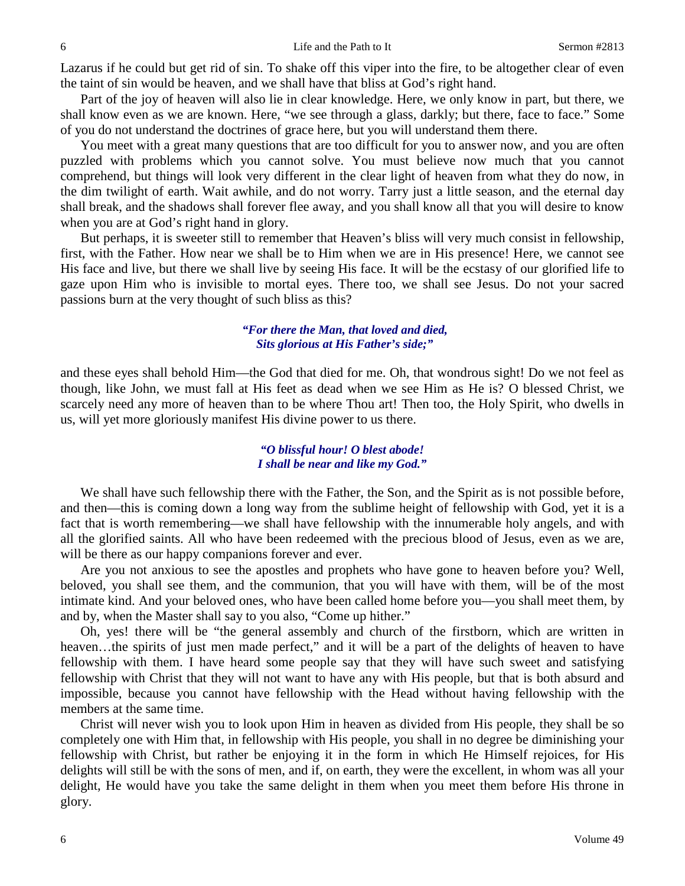Lazarus if he could but get rid of sin. To shake off this viper into the fire, to be altogether clear of even the taint of sin would be heaven, and we shall have that bliss at God's right hand.

Part of the joy of heaven will also lie in clear knowledge. Here, we only know in part, but there, we shall know even as we are known. Here, "we see through a glass, darkly; but there, face to face." Some of you do not understand the doctrines of grace here, but you will understand them there.

You meet with a great many questions that are too difficult for you to answer now, and you are often puzzled with problems which you cannot solve. You must believe now much that you cannot comprehend, but things will look very different in the clear light of heaven from what they do now, in the dim twilight of earth. Wait awhile, and do not worry. Tarry just a little season, and the eternal day shall break, and the shadows shall forever flee away, and you shall know all that you will desire to know when you are at God's right hand in glory.

But perhaps, it is sweeter still to remember that Heaven's bliss will very much consist in fellowship, first, with the Father. How near we shall be to Him when we are in His presence! Here, we cannot see His face and live, but there we shall live by seeing His face. It will be the ecstasy of our glorified life to gaze upon Him who is invisible to mortal eyes. There too, we shall see Jesus. Do not your sacred passions burn at the very thought of such bliss as this?

> ***"For there the Man, that loved and died,***
> ***Sits glorious at His Father's side;"***

and these eyes shall behold Him—the God that died for me. Oh, that wondrous sight! Do we not feel as though, like John, we must fall at His feet as dead when we see Him as He is? O blessed Christ, we scarcely need any more of heaven than to be where Thou art! Then too, the Holy Spirit, who dwells in us, will yet more gloriously manifest His divine power to us there.

> ***"O blissful hour! O blest abode!***
> ***I shall be near and like my God."***

We shall have such fellowship there with the Father, the Son, and the Spirit as is not possible before, and then—this is coming down a long way from the sublime height of fellowship with God, yet it is a fact that is worth remembering—we shall have fellowship with the innumerable holy angels, and with all the glorified saints. All who have been redeemed with the precious blood of Jesus, even as we are, will be there as our happy companions forever and ever.

Are you not anxious to see the apostles and prophets who have gone to heaven before you? Well, beloved, you shall see them, and the communion, that you will have with them, will be of the most intimate kind. And your beloved ones, who have been called home before you—you shall meet them, by and by, when the Master shall say to you also, "Come up hither."

Oh, yes! there will be "the general assembly and church of the firstborn, which are written in heaven…the spirits of just men made perfect," and it will be a part of the delights of heaven to have fellowship with them. I have heard some people say that they will have such sweet and satisfying fellowship with Christ that they will not want to have any with His people, but that is both absurd and impossible, because you cannot have fellowship with the Head without having fellowship with the members at the same time.

Christ will never wish you to look upon Him in heaven as divided from His people, they shall be so completely one with Him that, in fellowship with His people, you shall in no degree be diminishing your fellowship with Christ, but rather be enjoying it in the form in which He Himself rejoices, for His delights will still be with the sons of men, and if, on earth, they were the excellent, in whom was all your delight, He would have you take the same delight in them when you meet them before His throne in glory.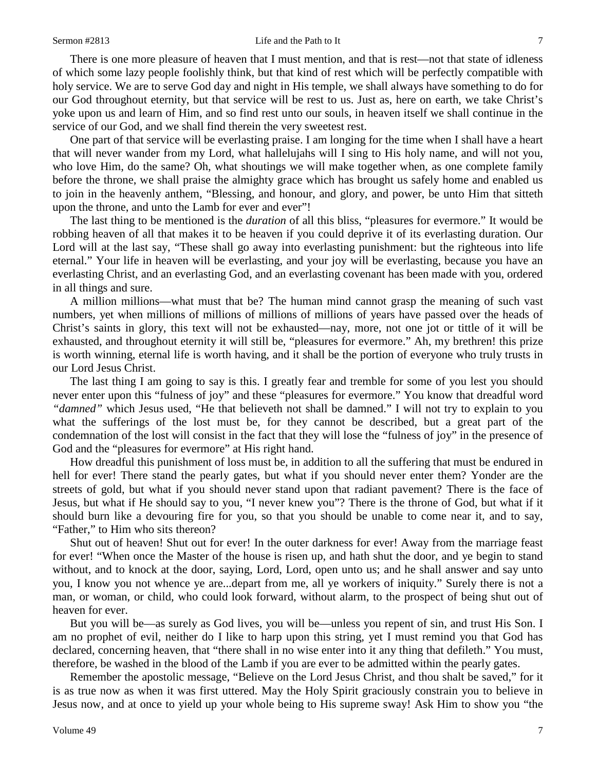There is one more pleasure of heaven that I must mention, and that is rest—not that state of idleness of which some lazy people foolishly think, but that kind of rest which will be perfectly compatible with holy service. We are to serve God day and night in His temple, we shall always have something to do for our God throughout eternity, but that service will be rest to us. Just as, here on earth, we take Christ's yoke upon us and learn of Him, and so find rest unto our souls, in heaven itself we shall continue in the service of our God, and we shall find therein the very sweetest rest.

One part of that service will be everlasting praise. I am longing for the time when I shall have a heart that will never wander from my Lord, what hallelujahs will I sing to His holy name, and will not you, who love Him, do the same? Oh, what shoutings we will make together when, as one complete family before the throne, we shall praise the almighty grace which has brought us safely home and enabled us to join in the heavenly anthem, "Blessing, and honour, and glory, and power, be unto Him that sitteth upon the throne, and unto the Lamb for ever and ever"!

The last thing to be mentioned is the *duration* of all this bliss, "pleasures for evermore." It would be robbing heaven of all that makes it to be heaven if you could deprive it of its everlasting duration. Our Lord will at the last say, "These shall go away into everlasting punishment: but the righteous into life eternal." Your life in heaven will be everlasting, and your joy will be everlasting, because you have an everlasting Christ, and an everlasting God, and an everlasting covenant has been made with you, ordered in all things and sure.

A million millions—what must that be? The human mind cannot grasp the meaning of such vast numbers, yet when millions of millions of millions of millions of years have passed over the heads of Christ's saints in glory, this text will not be exhausted—nay, more, not one jot or tittle of it will be exhausted, and throughout eternity it will still be, "pleasures for evermore." Ah, my brethren! this prize is worth winning, eternal life is worth having, and it shall be the portion of everyone who truly trusts in our Lord Jesus Christ.

The last thing I am going to say is this. I greatly fear and tremble for some of you lest you should never enter upon this "fulness of joy" and these "pleasures for evermore." You know that dreadful word *"damned"* which Jesus used, "He that believeth not shall be damned." I will not try to explain to you what the sufferings of the lost must be, for they cannot be described, but a great part of the condemnation of the lost will consist in the fact that they will lose the "fulness of joy" in the presence of God and the "pleasures for evermore" at His right hand.

How dreadful this punishment of loss must be, in addition to all the suffering that must be endured in hell for ever! There stand the pearly gates, but what if you should never enter them? Yonder are the streets of gold, but what if you should never stand upon that radiant pavement? There is the face of Jesus, but what if He should say to you, "I never knew you"? There is the throne of God, but what if it should burn like a devouring fire for you, so that you should be unable to come near it, and to say, "Father," to Him who sits thereon?

Shut out of heaven! Shut out for ever! In the outer darkness for ever! Away from the marriage feast for ever! "When once the Master of the house is risen up, and hath shut the door, and ye begin to stand without, and to knock at the door, saying, Lord, Lord, open unto us; and he shall answer and say unto you, I know you not whence ye are...depart from me, all ye workers of iniquity." Surely there is not a man, or woman, or child, who could look forward, without alarm, to the prospect of being shut out of heaven for ever.

But you will be—as surely as God lives, you will be—unless you repent of sin, and trust His Son. I am no prophet of evil, neither do I like to harp upon this string, yet I must remind you that God has declared, concerning heaven, that "there shall in no wise enter into it any thing that defileth." You must, therefore, be washed in the blood of the Lamb if you are ever to be admitted within the pearly gates.

Remember the apostolic message, "Believe on the Lord Jesus Christ, and thou shalt be saved," for it is as true now as when it was first uttered. May the Holy Spirit graciously constrain you to believe in Jesus now, and at once to yield up your whole being to His supreme sway! Ask Him to show you "the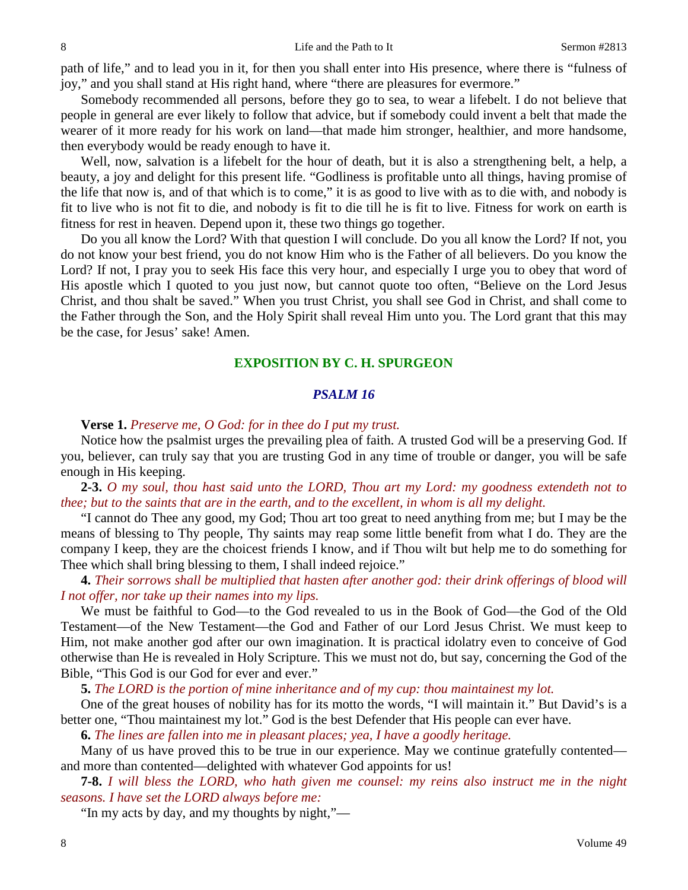path of life," and to lead you in it, for then you shall enter into His presence, where there is "fulness of joy," and you shall stand at His right hand, where "there are pleasures for evermore."

Somebody recommended all persons, before they go to sea, to wear a lifebelt. I do not believe that people in general are ever likely to follow that advice, but if somebody could invent a belt that made the wearer of it more ready for his work on land—that made him stronger, healthier, and more handsome, then everybody would be ready enough to have it.

Well, now, salvation is a lifebelt for the hour of death, but it is also a strengthening belt, a help, a beauty, a joy and delight for this present life. "Godliness is profitable unto all things, having promise of the life that now is, and of that which is to come," it is as good to live with as to die with, and nobody is fit to live who is not fit to die, and nobody is fit to die till he is fit to live. Fitness for work on earth is fitness for rest in heaven. Depend upon it, these two things go together.

Do you all know the Lord? With that question I will conclude. Do you all know the Lord? If not, you do not know your best friend, you do not know Him who is the Father of all believers. Do you know the Lord? If not, I pray you to seek His face this very hour, and especially I urge you to obey that word of His apostle which I quoted to you just now, but cannot quote too often, "Believe on the Lord Jesus Christ, and thou shalt be saved." When you trust Christ, you shall see God in Christ, and shall come to the Father through the Son, and the Holy Spirit shall reveal Him unto you. The Lord grant that this may be the case, for Jesus' sake! Amen.

## EXPOSITION BY C. H. SPURGEON

### *PSALM 16*

**Verse 1.** *Preserve me, O God: for in thee do I put my trust.*

Notice how the psalmist urges the prevailing plea of faith. A trusted God will be a preserving God. If you, believer, can truly say that you are trusting God in any time of trouble or danger, you will be safe enough in His keeping.

**2-3.** *O my soul, thou hast said unto the LORD, Thou art my Lord: my goodness extendeth not to thee; but to the saints that are in the earth, and to the excellent, in whom is all my delight.*

"I cannot do Thee any good, my God; Thou art too great to need anything from me; but I may be the means of blessing to Thy people, Thy saints may reap some little benefit from what I do. They are the company I keep, they are the choicest friends I know, and if Thou wilt but help me to do something for Thee which shall bring blessing to them, I shall indeed rejoice."

**4.** *Their sorrows shall be multiplied that hasten after another god: their drink offerings of blood will I not offer, nor take up their names into my lips.*

We must be faithful to God—to the God revealed to us in the Book of God—the God of the Old Testament—of the New Testament—the God and Father of our Lord Jesus Christ. We must keep to Him, not make another god after our own imagination. It is practical idolatry even to conceive of God otherwise than He is revealed in Holy Scripture. This we must not do, but say, concerning the God of the Bible, "This God is our God for ever and ever."

**5.** *The LORD is the portion of mine inheritance and of my cup: thou maintainest my lot.*

One of the great houses of nobility has for its motto the words, "I will maintain it." But David's is a better one, "Thou maintainest my lot." God is the best Defender that His people can ever have.

**6.** *The lines are fallen into me in pleasant places; yea, I have a goodly heritage.*

Many of us have proved this to be true in our experience. May we continue gratefully contented—and more than contented—delighted with whatever God appoints for us!

**7-8.** *I will bless the LORD, who hath given me counsel: my reins also instruct me in the night seasons. I have set the LORD always before me:*

"In my acts by day, and my thoughts by night,"—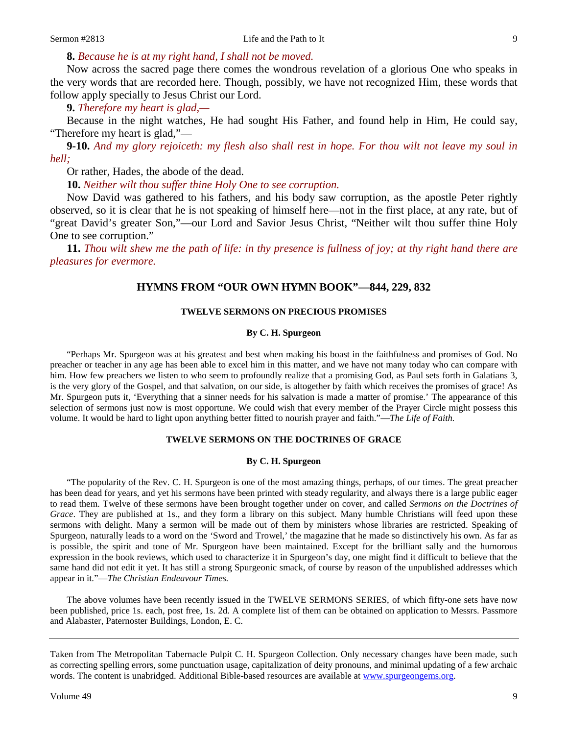**8.** *Because he is at my right hand, I shall not be moved.*

Now across the sacred page there comes the wondrous revelation of a glorious One who speaks in the very words that are recorded here. Though, possibly, we have not recognized Him, these words that follow apply specially to Jesus Christ our Lord.

**9.** *Therefore my heart is glad,—*

Because in the night watches, He had sought His Father, and found help in Him, He could say, "Therefore my heart is glad,"—

**9-10.** *And my glory rejoiceth: my flesh also shall rest in hope. For thou wilt not leave my soul in hell;*

Or rather, Hades, the abode of the dead.

**10.** *Neither wilt thou suffer thine Holy One to see corruption.*

Now David was gathered to his fathers, and his body saw corruption, as the apostle Peter rightly observed, so it is clear that he is not speaking of himself here—not in the first place, at any rate, but of "great David's greater Son,"—our Lord and Savior Jesus Christ, "Neither wilt thou suffer thine Holy One to see corruption."

**11.** *Thou wilt shew me the path of life: in thy presence is fullness of joy; at thy right hand there are pleasures for evermore.*

## HYMNS FROM "OUR OWN HYMN BOOK"—844, 229, 832

### TWELVE SERMONS ON PRECIOUS PROMISES

**By C. H. Spurgeon**

"Perhaps Mr. Spurgeon was at his greatest and best when making his boast in the faithfulness and promises of God. No preacher or teacher in any age has been able to excel him in this matter, and we have not many today who can compare with him. How few preachers we listen to who seem to profoundly realize that a promising God, as Paul sets forth in Galatians 3, is the very glory of the Gospel, and that salvation, on our side, is altogether by faith which receives the promises of grace! As Mr. Spurgeon puts it, 'Everything that a sinner needs for his salvation is made a matter of promise.' The appearance of this selection of sermons just now is most opportune. We could wish that every member of the Prayer Circle might possess this volume. It would be hard to light upon anything better fitted to nourish prayer and faith."—*The Life of Faith.*

### TWELVE SERMONS ON THE DOCTRINES OF GRACE

**By C. H. Spurgeon**

"The popularity of the Rev. C. H. Spurgeon is one of the most amazing things, perhaps, of our times. The great preacher has been dead for years, and yet his sermons have been printed with steady regularity, and always there is a large public eager to read them. Twelve of these sermons have been brought together under on cover, and called *Sermons on the Doctrines of Grace*. They are published at 1s., and they form a library on this subject. Many humble Christians will feed upon these sermons with delight. Many a sermon will be made out of them by ministers whose libraries are restricted. Speaking of Spurgeon, naturally leads to a word on the 'Sword and Trowel,' the magazine that he made so distinctively his own. As far as is possible, the spirit and tone of Mr. Spurgeon have been maintained. Except for the brilliant sally and the humorous expression in the book reviews, which used to characterize it in Spurgeon's day, one might find it difficult to believe that the same hand did not edit it yet. It has still a strong Spurgeonic smack, of course by reason of the unpublished addresses which appear in it."—*The Christian Endeavour Times.*

The above volumes have been recently issued in the TWELVE SERMONS SERIES, of which fifty-one sets have now been published, price 1s. each, post free, 1s. 2d. A complete list of them can be obtained on application to Messrs. Passmore and Alabaster, Paternoster Buildings, London, E. C.

---

Taken from The Metropolitan Tabernacle Pulpit C. H. Spurgeon Collection. Only necessary changes have been made, such as correcting spelling errors, some punctuation usage, capitalization of deity pronouns, and minimal updating of a few archaic words. The content is unabridged. Additional Bible-based resources are available at www.spurgeongems.org.